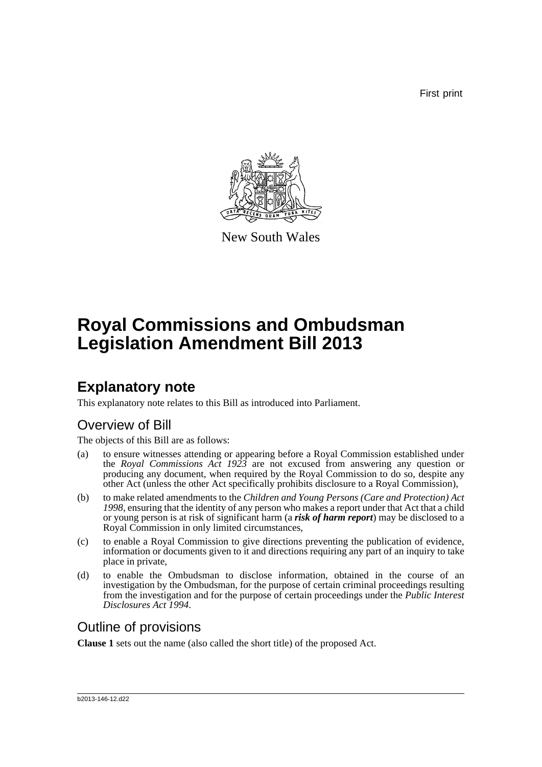First print

New South Wales

# Royal Commissions and Ombudsman Legislation Amendment Bill 2013

## Explanatory note

This explanatory note relates to this Bill as introduced into Parliament.

### Overview of Bill

The objects of this Bill are as follows:

(a) to ensure witnesses attending or appearing before a Royal Commission established under the *Royal Commissions Act 1923* are not excused from answering any question or producing any document, when required by the Royal Commission to do so, despite any other Act (unless the other Act specifically prohibits disclosure to a Royal Commission),

(b) to make related amendments to the *Children and Young Persons (Care and Protection) Act 1998*, ensuring that the identity of any person who makes a report under that Act that a child or young person is at risk of significant harm (a ***risk of harm report***) may be disclosed to a Royal Commission in only limited circumstances,

(c) to enable a Royal Commission to give directions preventing the publication of evidence, information or documents given to it and directions requiring any part of an inquiry to take place in private,

(d) to enable the Ombudsman to disclose information, obtained in the course of an investigation by the Ombudsman, for the purpose of certain criminal proceedings resulting from the investigation and for the purpose of certain proceedings under the *Public Interest Disclosures Act 1994*.

### Outline of provisions

**Clause 1** sets out the name (also called the short title) of the proposed Act.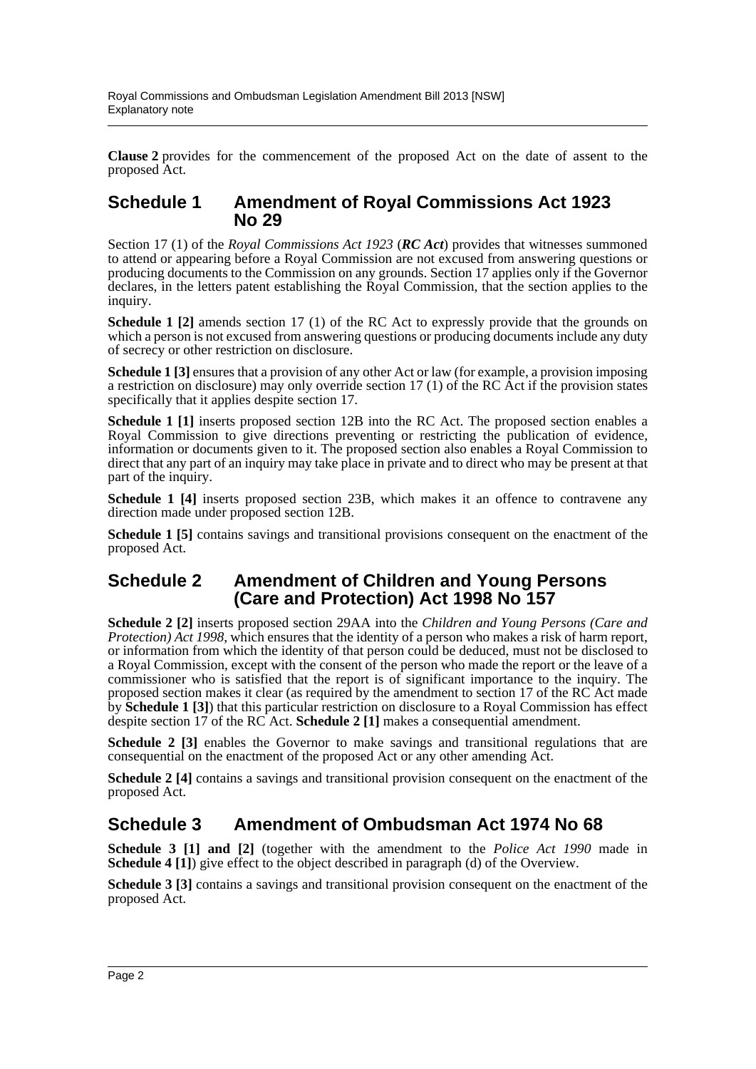**Clause 2** provides for the commencement of the proposed Act on the date of assent to the proposed Act.

## Schedule 1 Amendment of Royal Commissions Act 1923 No 29

Section 17 (1) of the *Royal Commissions Act 1923* (***RC Act***) provides that witnesses summoned to attend or appearing before a Royal Commission are not excused from answering questions or producing documents to the Commission on any grounds. Section 17 applies only if the Governor declares, in the letters patent establishing the Royal Commission, that the section applies to the inquiry.

**Schedule 1 [2]** amends section 17 (1) of the RC Act to expressly provide that the grounds on which a person is not excused from answering questions or producing documents include any duty of secrecy or other restriction on disclosure.

**Schedule 1 [3]** ensures that a provision of any other Act or law (for example, a provision imposing a restriction on disclosure) may only override section 17 (1) of the RC Act if the provision states specifically that it applies despite section 17.

**Schedule 1 [1]** inserts proposed section 12B into the RC Act. The proposed section enables a Royal Commission to give directions preventing or restricting the publication of evidence, information or documents given to it. The proposed section also enables a Royal Commission to direct that any part of an inquiry may take place in private and to direct who may be present at that part of the inquiry.

**Schedule 1 [4]** inserts proposed section 23B, which makes it an offence to contravene any direction made under proposed section 12B.

**Schedule 1 [5]** contains savings and transitional provisions consequent on the enactment of the proposed Act.

## Schedule 2 Amendment of Children and Young Persons (Care and Protection) Act 1998 No 157

**Schedule 2 [2]** inserts proposed section 29AA into the *Children and Young Persons (Care and Protection) Act 1998*, which ensures that the identity of a person who makes a risk of harm report, or information from which the identity of that person could be deduced, must not be disclosed to a Royal Commission, except with the consent of the person who made the report or the leave of a commissioner who is satisfied that the report is of significant importance to the inquiry. The proposed section makes it clear (as required by the amendment to section 17 of the RC Act made by **Schedule 1 [3]**) that this particular restriction on disclosure to a Royal Commission has effect despite section 17 of the RC Act. **Schedule 2 [1]** makes a consequential amendment.

**Schedule 2 [3]** enables the Governor to make savings and transitional regulations that are consequential on the enactment of the proposed Act or any other amending Act.

**Schedule 2 [4]** contains a savings and transitional provision consequent on the enactment of the proposed Act.

## Schedule 3 Amendment of Ombudsman Act 1974 No 68

**Schedule 3 [1] and [2]** (together with the amendment to the *Police Act 1990* made in **Schedule 4 [1]**) give effect to the object described in paragraph (d) of the Overview.

**Schedule 3 [3]** contains a savings and transitional provision consequent on the enactment of the proposed Act.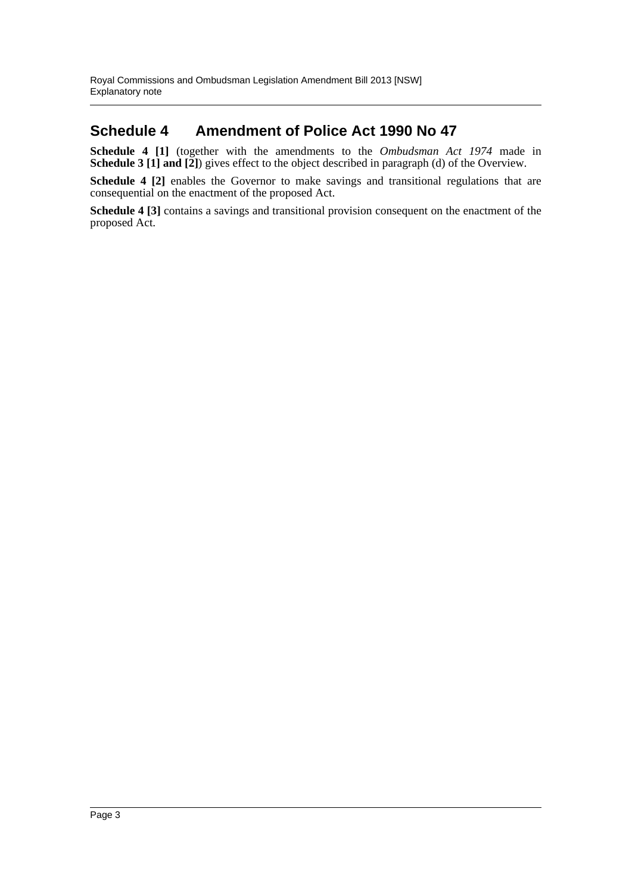## Schedule 4 Amendment of Police Act 1990 No 47

**Schedule 4 [1]** (together with the amendments to the *Ombudsman Act 1974* made in **Schedule 3 [1] and [2]**) gives effect to the object described in paragraph (d) of the Overview.

**Schedule 4 [2]** enables the Governor to make savings and transitional regulations that are consequential on the enactment of the proposed Act.

**Schedule 4 [3]** contains a savings and transitional provision consequent on the enactment of the proposed Act.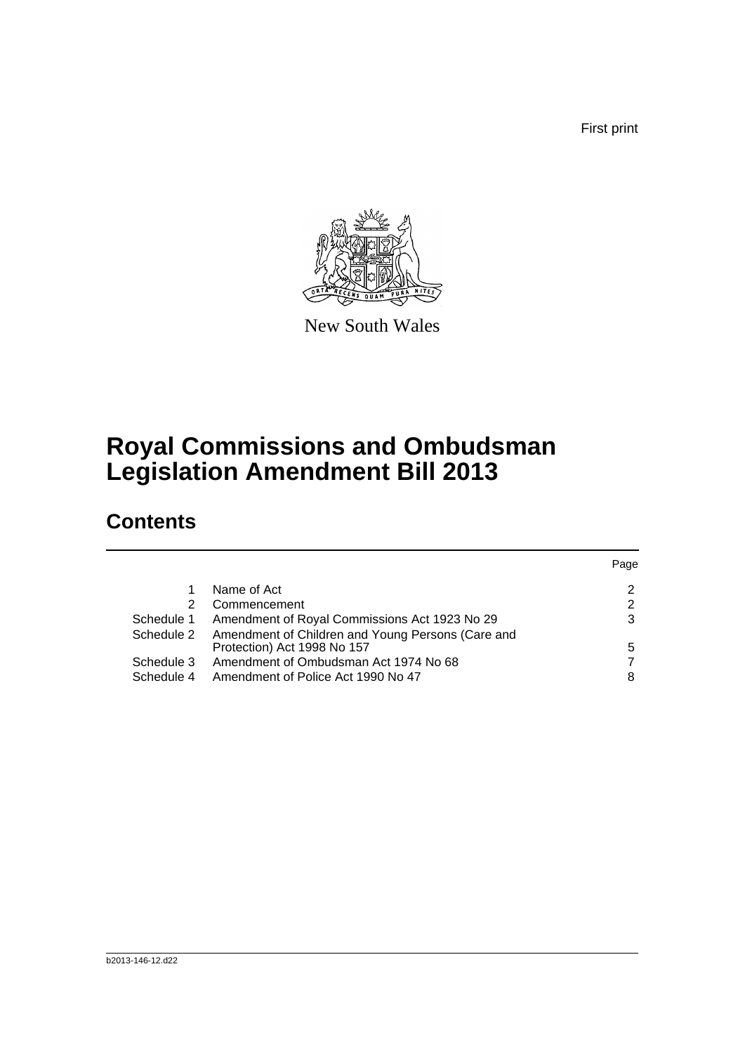First print

New South Wales

# Royal Commissions and Ombudsman Legislation Amendment Bill 2013

## Contents

| | | Page |
|---|---|---|
| 1 | Name of Act | 2 |
| 2 | Commencement | 2 |
| Schedule 1 | Amendment of Royal Commissions Act 1923 No 29 | 3 |
| Schedule 2 | Amendment of Children and Young Persons (Care and Protection) Act 1998 No 157 | 5 |
| Schedule 3 | Amendment of Ombudsman Act 1974 No 68 | 7 |
| Schedule 4 | Amendment of Police Act 1990 No 47 | 8 |

b2013-146-12.d22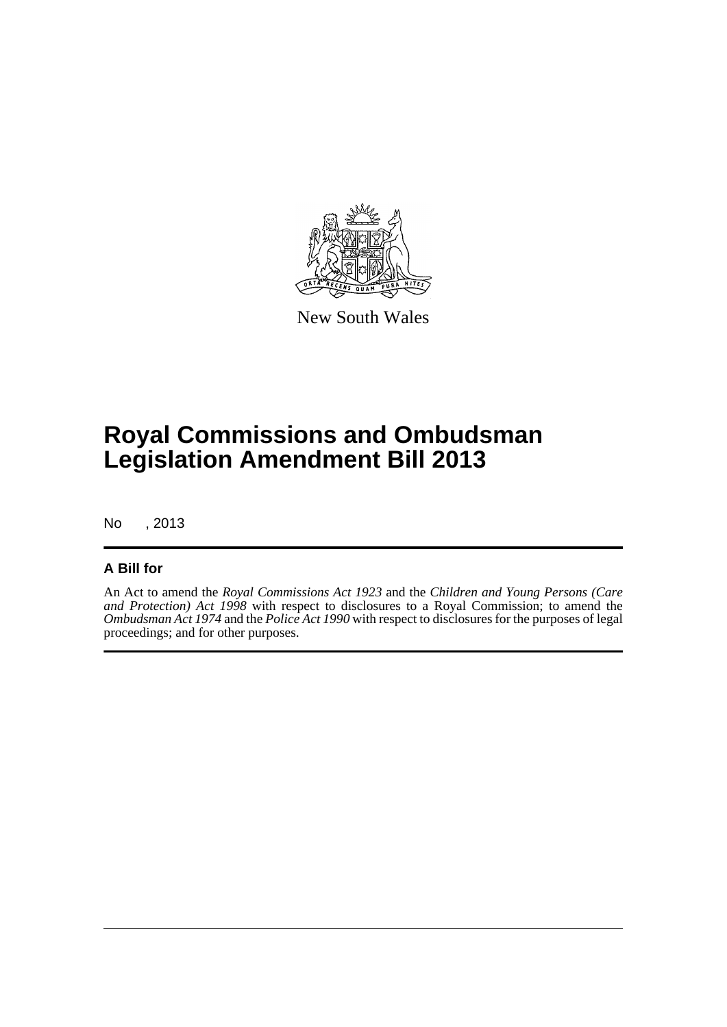New South Wales

# Royal Commissions and Ombudsman Legislation Amendment Bill 2013

No , 2013

## A Bill for

An Act to amend the *Royal Commissions Act 1923* and the *Children and Young Persons (Care and Protection) Act 1998* with respect to disclosures to a Royal Commission; to amend the *Ombudsman Act 1974* and the *Police Act 1990* with respect to disclosures for the purposes of legal proceedings; and for other purposes.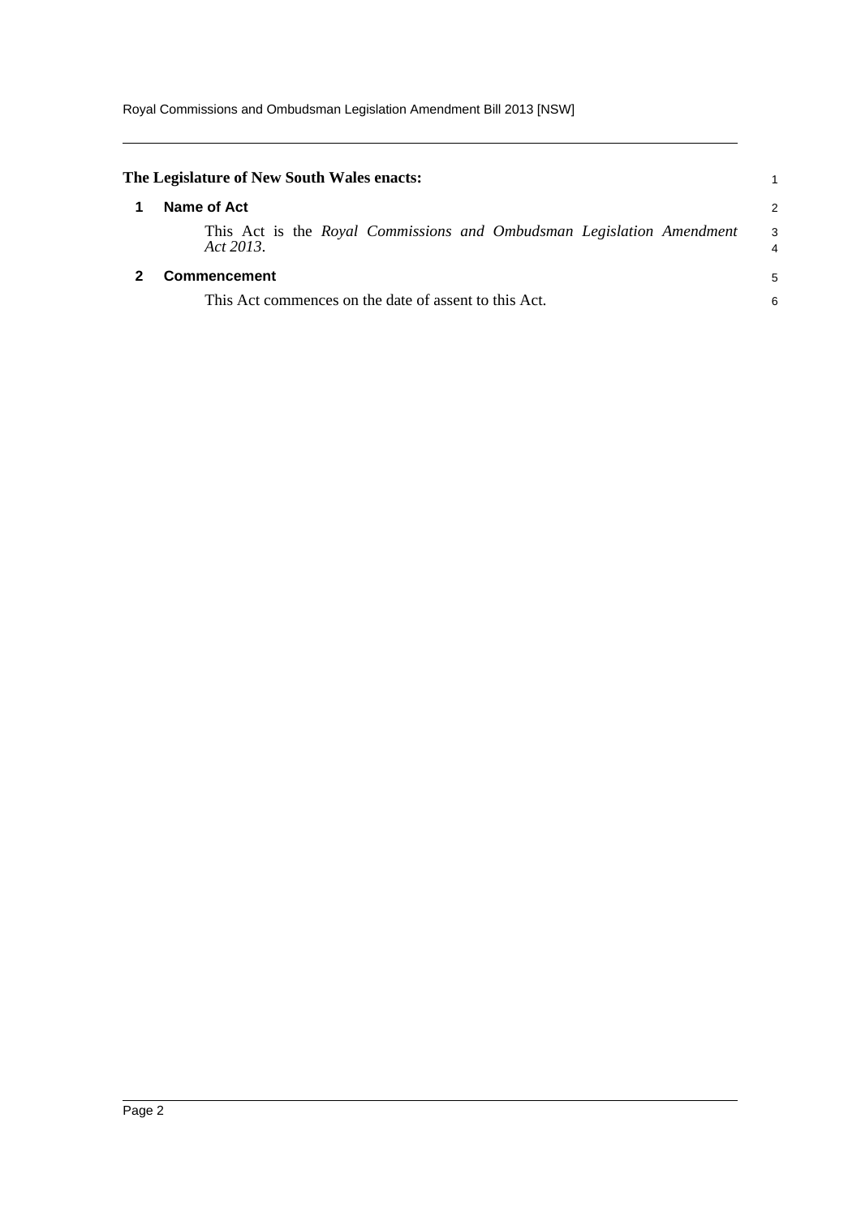**The Legislature of New South Wales enacts:**

## 1 Name of Act

This Act is the *Royal Commissions and Ombudsman Legislation Amendment Act 2013*.

## 2 Commencement

This Act commences on the date of assent to this Act.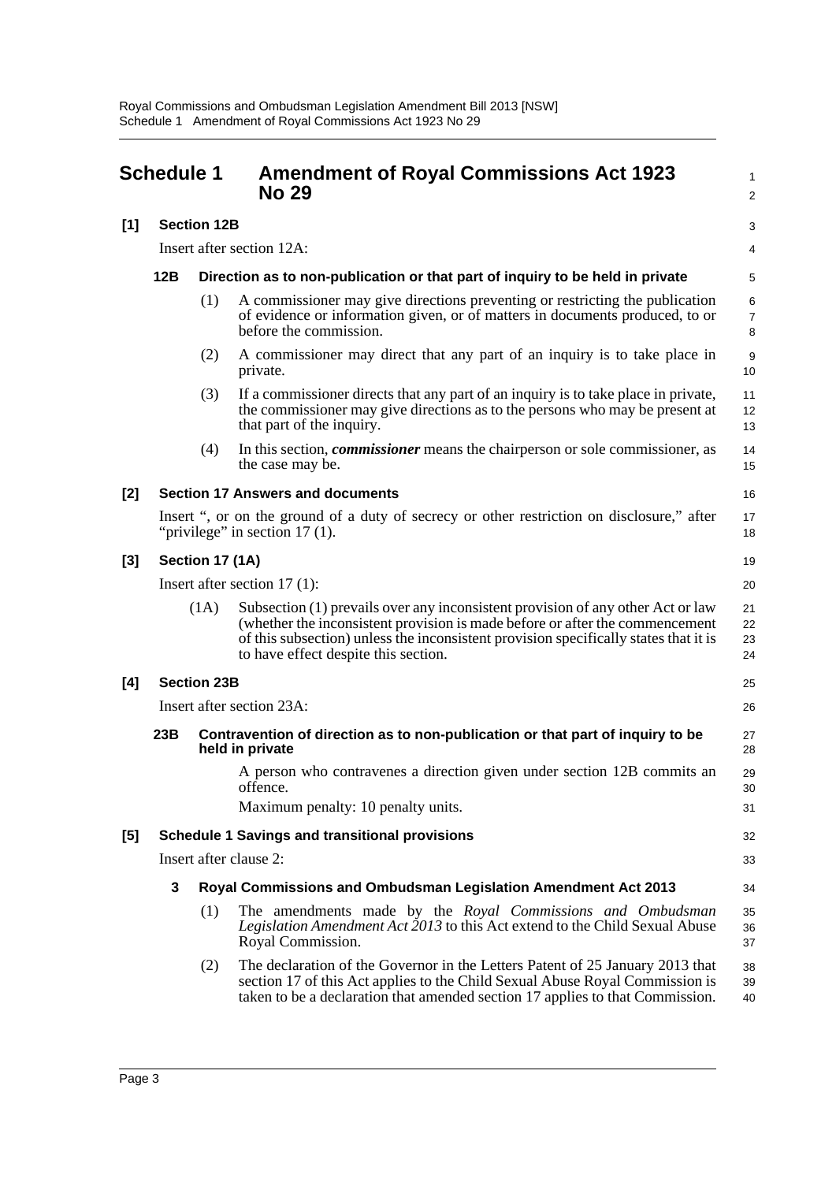# Schedule 1 Amendment of Royal Commissions Act 1923 No 29

**[1] Section 12B**

Insert after section 12A:

### 12B Direction as to non-publication or that part of inquiry to be held in private

(1) A commissioner may give directions preventing or restricting the publication of evidence or information given, or of matters in documents produced, to or before the commission.

(2) A commissioner may direct that any part of an inquiry is to take place in private.

(3) If a commissioner directs that any part of an inquiry is to take place in private, the commissioner may give directions as to the persons who may be present at that part of the inquiry.

(4) In this section, ***commissioner*** means the chairperson or sole commissioner, as the case may be.

**[2] Section 17 Answers and documents**

Insert ", or on the ground of a duty of secrecy or other restriction on disclosure," after "privilege" in section 17 (1).

**[3] Section 17 (1A)**

Insert after section 17 (1):

(1A) Subsection (1) prevails over any inconsistent provision of any other Act or law (whether the inconsistent provision is made before or after the commencement of this subsection) unless the inconsistent provision specifically states that it is to have effect despite this section.

**[4] Section 23B**

Insert after section 23A:

### 23B Contravention of direction as to non-publication or that part of inquiry to be held in private

A person who contravenes a direction given under section 12B commits an offence.

Maximum penalty: 10 penalty units.

**[5] Schedule 1 Savings and transitional provisions**

Insert after clause 2:

### 3 Royal Commissions and Ombudsman Legislation Amendment Act 2013

(1) The amendments made by the *Royal Commissions and Ombudsman Legislation Amendment Act 2013* to this Act extend to the Child Sexual Abuse Royal Commission.

(2) The declaration of the Governor in the Letters Patent of 25 January 2013 that section 17 of this Act applies to the Child Sexual Abuse Royal Commission is taken to be a declaration that amended section 17 applies to that Commission.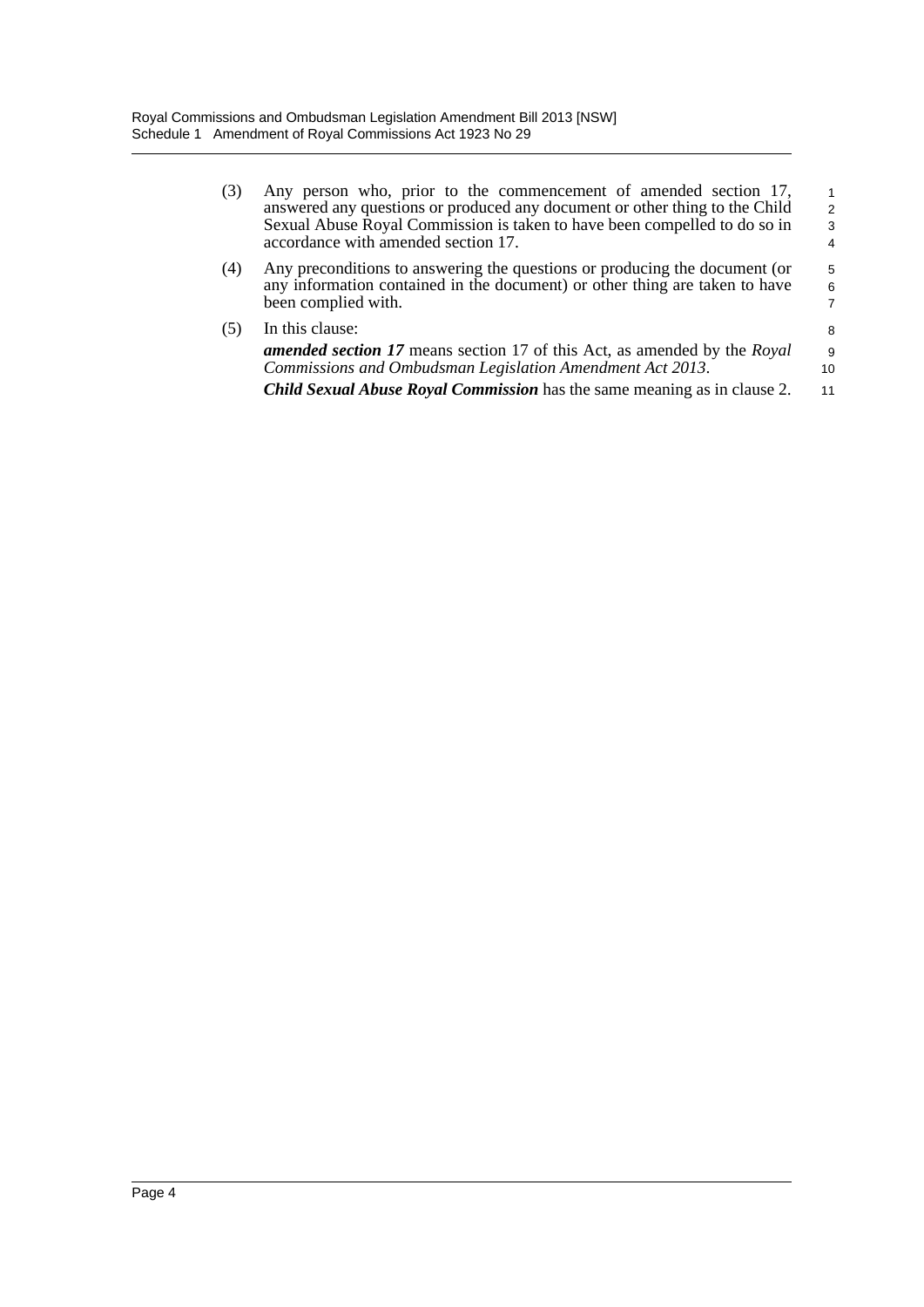(3) Any person who, prior to the commencement of amended section 17, answered any questions or produced any document or other thing to the Child Sexual Abuse Royal Commission is taken to have been compelled to do so in accordance with amended section 17.

(4) Any preconditions to answering the questions or producing the document (or any information contained in the document) or other thing are taken to have been complied with.

(5) In this clause:

***amended section 17*** means section 17 of this Act, as amended by the *Royal Commissions and Ombudsman Legislation Amendment Act 2013*.

***Child Sexual Abuse Royal Commission*** has the same meaning as in clause 2.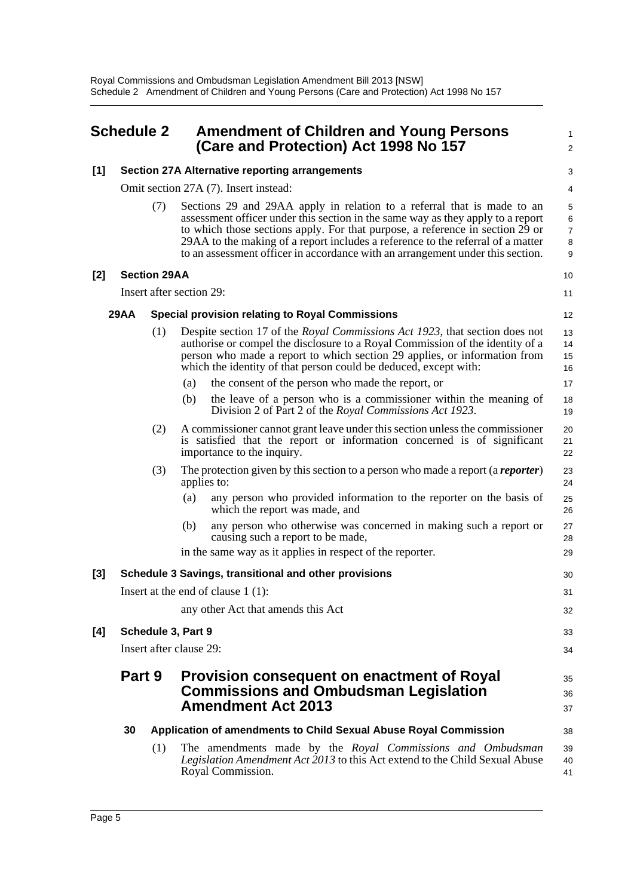# Schedule 2 Amendment of Children and Young Persons (Care and Protection) Act 1998 No 157

**[1] Section 27A Alternative reporting arrangements**

Omit section 27A (7). Insert instead:

(7) Sections 29 and 29AA apply in relation to a referral that is made to an assessment officer under this section in the same way as they apply to a report to which those sections apply. For that purpose, a reference in section 29 or 29AA to the making of a report includes a reference to the referral of a matter to an assessment officer in accordance with an arrangement under this section.

**[2] Section 29AA**

Insert after section 29:

**29AA Special provision relating to Royal Commissions**

(1) Despite section 17 of the *Royal Commissions Act 1923*, that section does not authorise or compel the disclosure to a Royal Commission of the identity of a person who made a report to which section 29 applies, or information from which the identity of that person could be deduced, except with:

(a) the consent of the person who made the report, or

(b) the leave of a person who is a commissioner within the meaning of Division 2 of Part 2 of the *Royal Commissions Act 1923*.

(2) A commissioner cannot grant leave under this section unless the commissioner is satisfied that the report or information concerned is of significant importance to the inquiry.

(3) The protection given by this section to a person who made a report (a ***reporter***) applies to:

(a) any person who provided information to the reporter on the basis of which the report was made, and

(b) any person who otherwise was concerned in making such a report or causing such a report to be made,

in the same way as it applies in respect of the reporter.

**[3] Schedule 3 Savings, transitional and other provisions**

Insert at the end of clause 1 (1):

any other Act that amends this Act

**[4] Schedule 3, Part 9**

Insert after clause 29:

## Part 9 Provision consequent on enactment of Royal Commissions and Ombudsman Legislation Amendment Act 2013

**30 Application of amendments to Child Sexual Abuse Royal Commission**

(1) The amendments made by the *Royal Commissions and Ombudsman Legislation Amendment Act 2013* to this Act extend to the Child Sexual Abuse Royal Commission.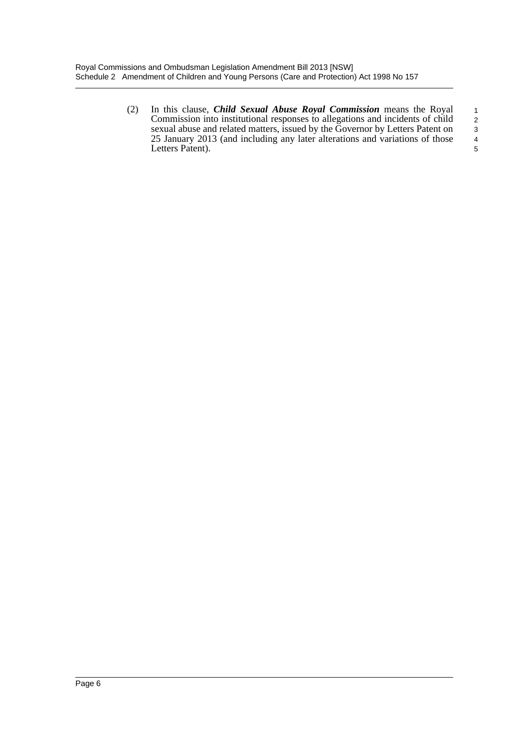(2) In this clause, ***Child Sexual Abuse Royal Commission*** means the Royal Commission into institutional responses to allegations and incidents of child sexual abuse and related matters, issued by the Governor by Letters Patent on 25 January 2013 (and including any later alterations and variations of those Letters Patent).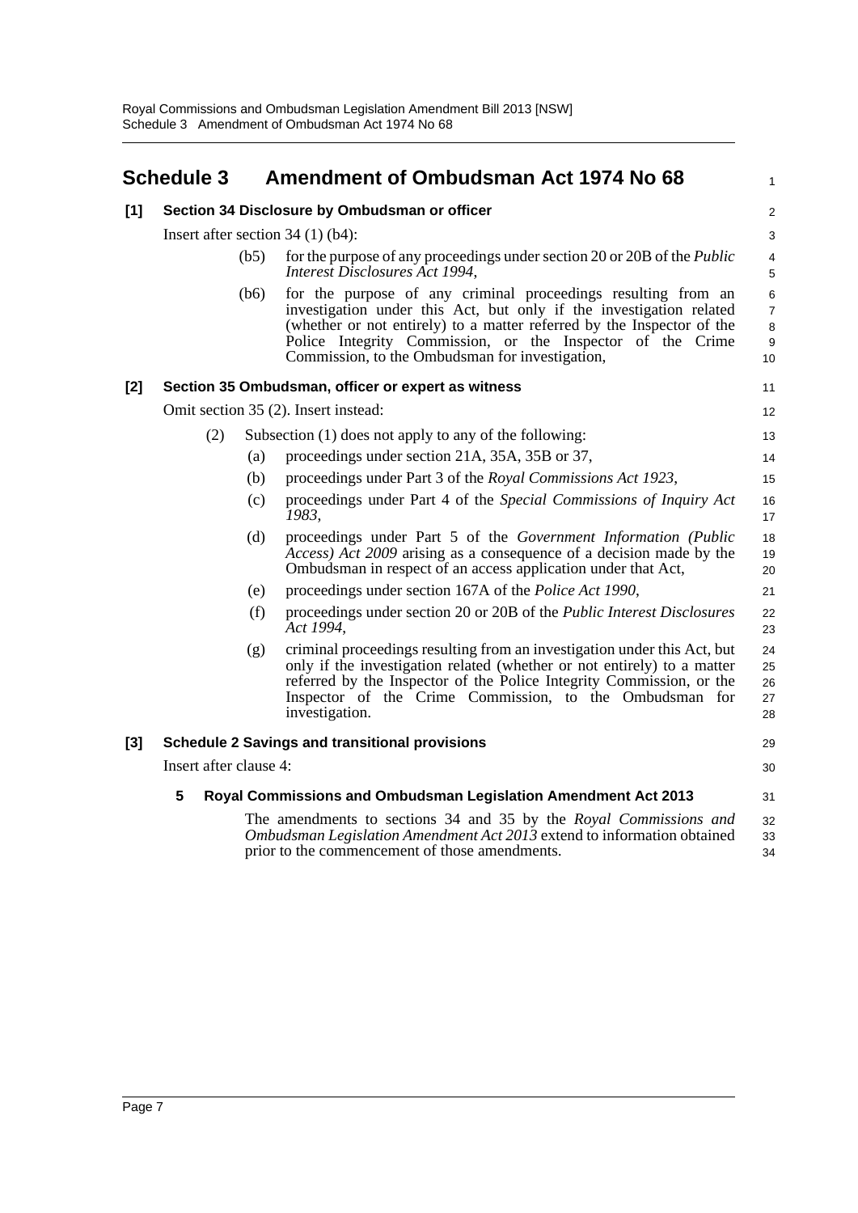## Schedule 3 Amendment of Ombudsman Act 1974 No 68

**[1] Section 34 Disclosure by Ombudsman or officer**

Insert after section 34 (1) (b4):

(b5) for the purpose of any proceedings under section 20 or 20B of the *Public Interest Disclosures Act 1994*,

(b6) for the purpose of any criminal proceedings resulting from an investigation under this Act, but only if the investigation related (whether or not entirely) to a matter referred by the Inspector of the Police Integrity Commission, or the Inspector of the Crime Commission, to the Ombudsman for investigation,

**[2] Section 35 Ombudsman, officer or expert as witness**

Omit section 35 (2). Insert instead:

(2) Subsection (1) does not apply to any of the following:

(a) proceedings under section 21A, 35A, 35B or 37,

(b) proceedings under Part 3 of the *Royal Commissions Act 1923*,

(c) proceedings under Part 4 of the *Special Commissions of Inquiry Act 1983*,

(d) proceedings under Part 5 of the *Government Information (Public Access) Act 2009* arising as a consequence of a decision made by the Ombudsman in respect of an access application under that Act,

(e) proceedings under section 167A of the *Police Act 1990*,

(f) proceedings under section 20 or 20B of the *Public Interest Disclosures Act 1994*,

(g) criminal proceedings resulting from an investigation under this Act, but only if the investigation related (whether or not entirely) to a matter referred by the Inspector of the Police Integrity Commission, or the Inspector of the Crime Commission, to the Ombudsman for investigation.

**[3] Schedule 2 Savings and transitional provisions**

Insert after clause 4:

**5 Royal Commissions and Ombudsman Legislation Amendment Act 2013**

The amendments to sections 34 and 35 by the *Royal Commissions and Ombudsman Legislation Amendment Act 2013* extend to information obtained prior to the commencement of those amendments.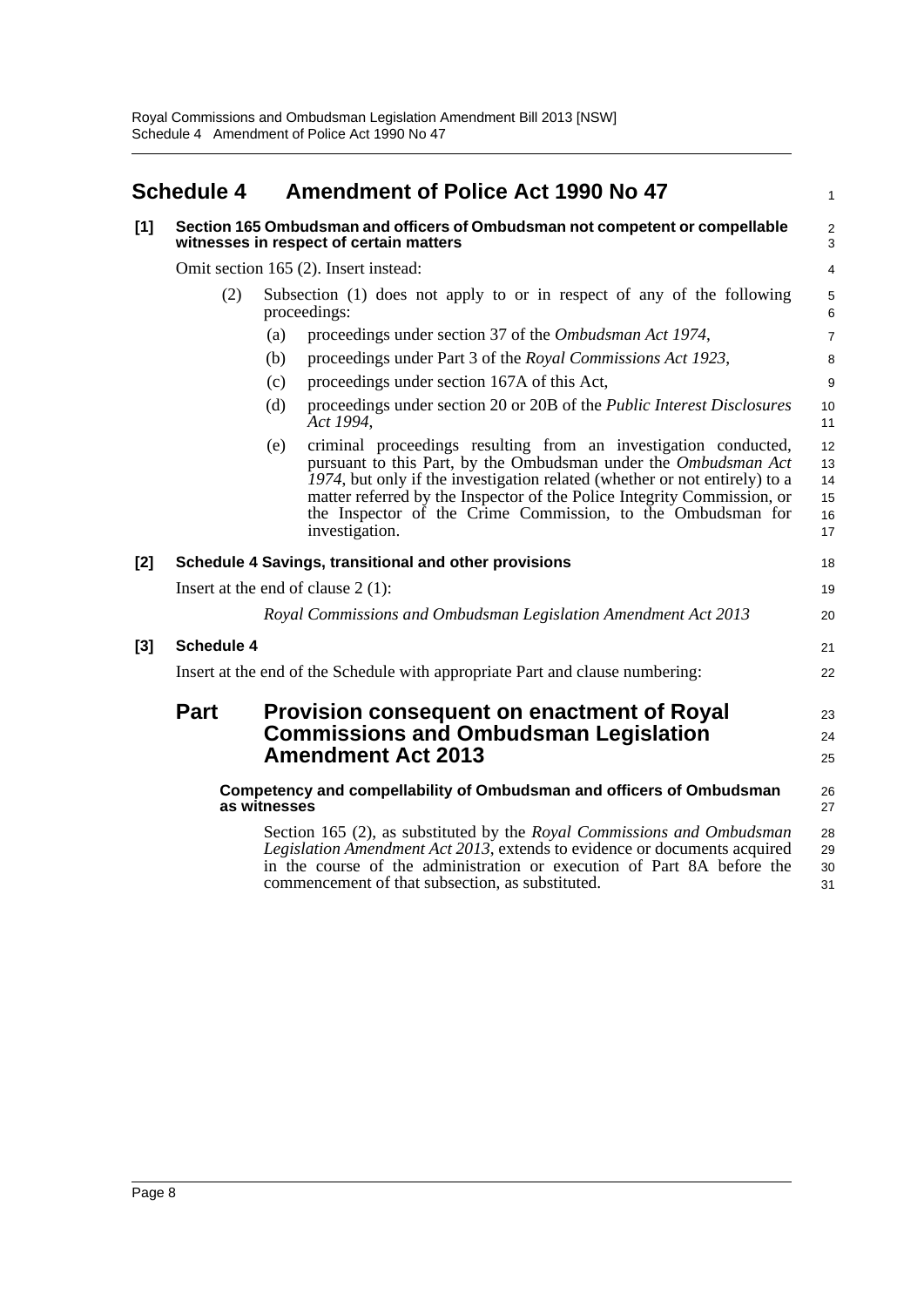# Schedule 4 Amendment of Police Act 1990 No 47

**[1] Section 165 Ombudsman and officers of Ombudsman not competent or compellable witnesses in respect of certain matters**

Omit section 165 (2). Insert instead:

(2) Subsection (1) does not apply to or in respect of any of the following proceedings:

(a) proceedings under section 37 of the *Ombudsman Act 1974*,

(b) proceedings under Part 3 of the *Royal Commissions Act 1923*,

(c) proceedings under section 167A of this Act,

(d) proceedings under section 20 or 20B of the *Public Interest Disclosures Act 1994*,

(e) criminal proceedings resulting from an investigation conducted, pursuant to this Part, by the Ombudsman under the *Ombudsman Act 1974*, but only if the investigation related (whether or not entirely) to a matter referred by the Inspector of the Police Integrity Commission, or the Inspector of the Crime Commission, to the Ombudsman for investigation.

**[2] Schedule 4 Savings, transitional and other provisions**

Insert at the end of clause 2 (1):

*Royal Commissions and Ombudsman Legislation Amendment Act 2013*

**[3] Schedule 4**

Insert at the end of the Schedule with appropriate Part and clause numbering:

## Part Provision consequent on enactment of Royal Commissions and Ombudsman Legislation Amendment Act 2013

**Competency and compellability of Ombudsman and officers of Ombudsman as witnesses**

Section 165 (2), as substituted by the *Royal Commissions and Ombudsman Legislation Amendment Act 2013*, extends to evidence or documents acquired in the course of the administration or execution of Part 8A before the commencement of that subsection, as substituted.